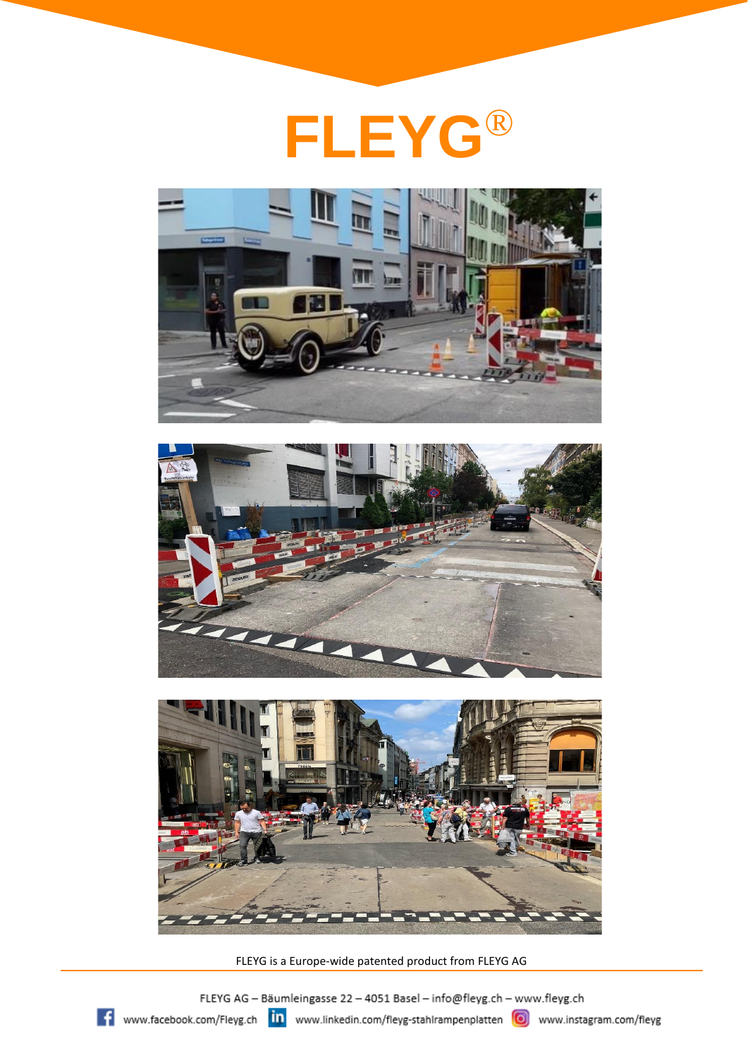# FLEYG®

FLEYG is a Europe-wide patented product from FLEYG AG

FLEYG AG – Bäumleingasse 22 – 4051 Basel – info@fleyg.ch – www.fleyg.ch

www.facebook.com/Fleyg.ch www.linkedin.com/fleyg-stahlrampenplatten www.instagram.com/fleyg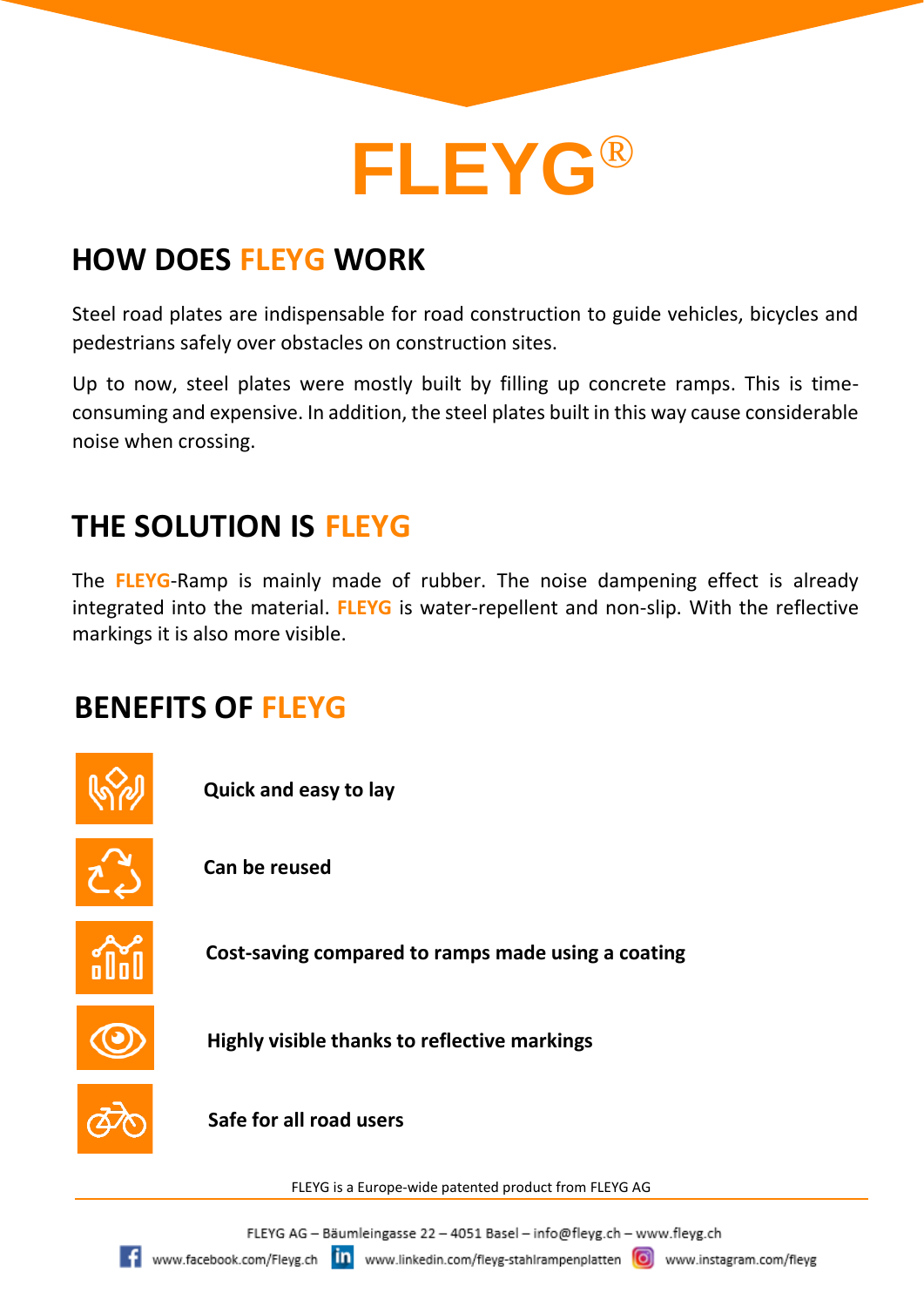# FLEYG®

## HOW DOES FLEYG WORK

Steel road plates are indispensable for road construction to guide vehicles, bicycles and pedestrians safely over obstacles on construction sites.

Up to now, steel plates were mostly built by filling up concrete ramps. This is time-consuming and expensive. In addition, the steel plates built in this way cause considerable noise when crossing.

## THE SOLUTION IS FLEYG

The **FLEYG**-Ramp is mainly made of rubber. The noise dampening effect is already integrated into the material. **FLEYG** is water-repellent and non-slip. With the reflective markings it is also more visible.

## BENEFITS OF FLEYG

- **Quick and easy to lay**
- **Can be reused**
- **Cost-saving compared to ramps made using a coating**
- **Highly visible thanks to reflective markings**
- **Safe for all road users**

FLEYG is a Europe-wide patented product from FLEYG AG

FLEYG AG – Bäumleingasse 22 – 4051 Basel – info@fleyg.ch – www.fleyg.ch

www.facebook.com/Fleyg.ch – www.linkedin.com/fleyg-stahlrampenplatten – www.instagram.com/fleyg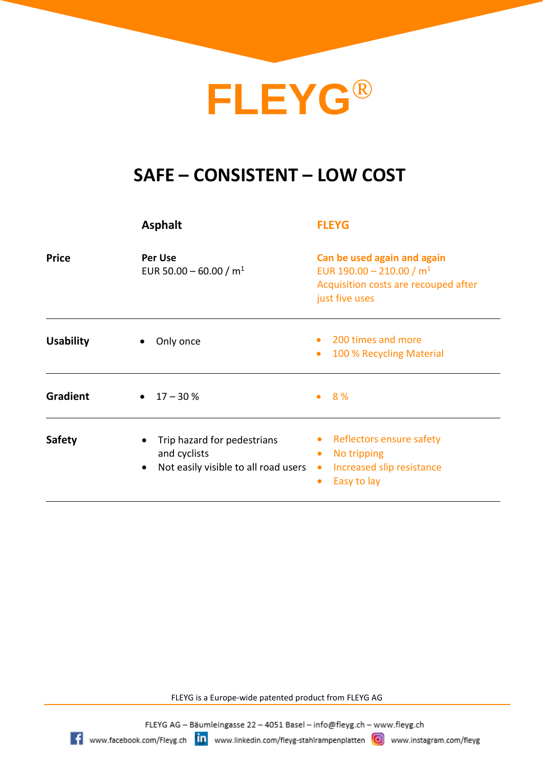# FLEYG®

## SAFE – CONSISTENT – LOW COST

| | Asphalt | FLEYG |
|---|---|---|
| **Price** | **Per Use**<br>EUR 50.00 – 60.00 / m[1] | **Can be used again and again**<br>EUR 190.00 – 210.00 / m[1]<br>Acquisition costs are recouped after just five uses |
| **Usability** | • Only once | • 200 times and more<br>• 100 % Recycling Material |
| **Gradient** | • 17 – 30 % | • 8 % |
| **Safety** | • Trip hazard for pedestrians and cyclists<br>• Not easily visible to all road users | • Reflectors ensure safety<br>• No tripping<br>• Increased slip resistance<br>• Easy to lay |

FLEYG is a Europe-wide patented product from FLEYG AG

FLEYG AG – Bäumleingasse 22 – 4051 Basel – info@fleyg.ch – www.fleyg.ch

www.facebook.com/Fleyg.ch www.linkedin.com/fleyg-stahlrampenplatten www.instagram.com/fleyg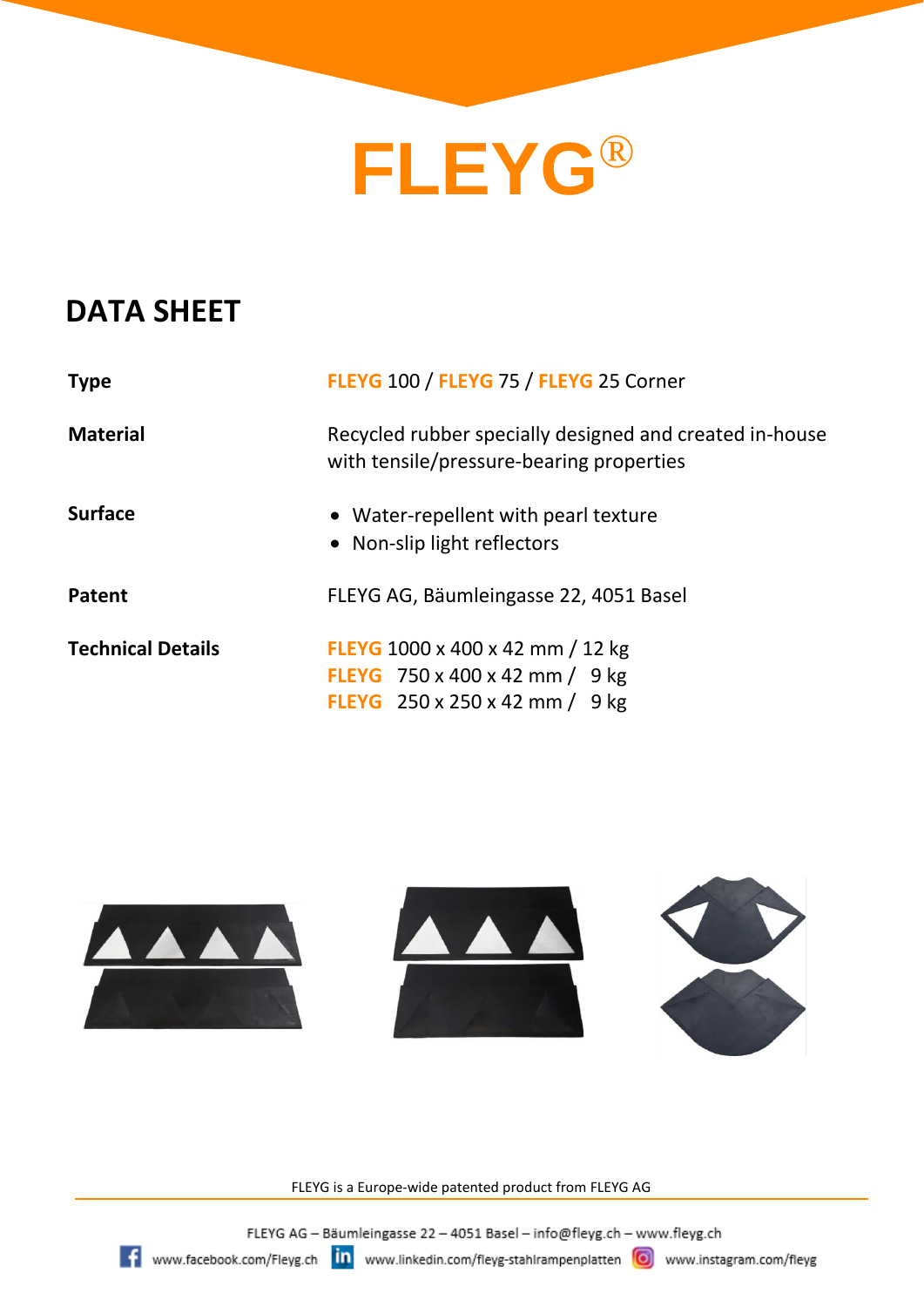# FLEYG®

## DATA SHEET

| | |
|---|---|
| **Type** | FLEYG 100 / FLEYG 75 / FLEYG 25 Corner |
| **Material** | Recycled rubber specially designed and created in-house with tensile/pressure-bearing properties |
| **Surface** | • Water-repellent with pearl texture<br>• Non-slip light reflectors |
| **Patent** | FLEYG AG, Bäumleingasse 22, 4051 Basel |
| **Technical Details** | FLEYG 1000 x 400 x 42 mm / 12 kg<br>FLEYG 750 x 400 x 42 mm / 9 kg<br>FLEYG 250 x 250 x 42 mm / 9 kg |

FLEYG is a Europe-wide patented product from FLEYG AG

FLEYG AG – Bäumleingasse 22 – 4051 Basel – info@fleyg.ch – www.fleyg.ch

www.facebook.com/Fleyg.ch www.linkedin.com/fleyg-stahlrampenplatten www.instagram.com/fleyg